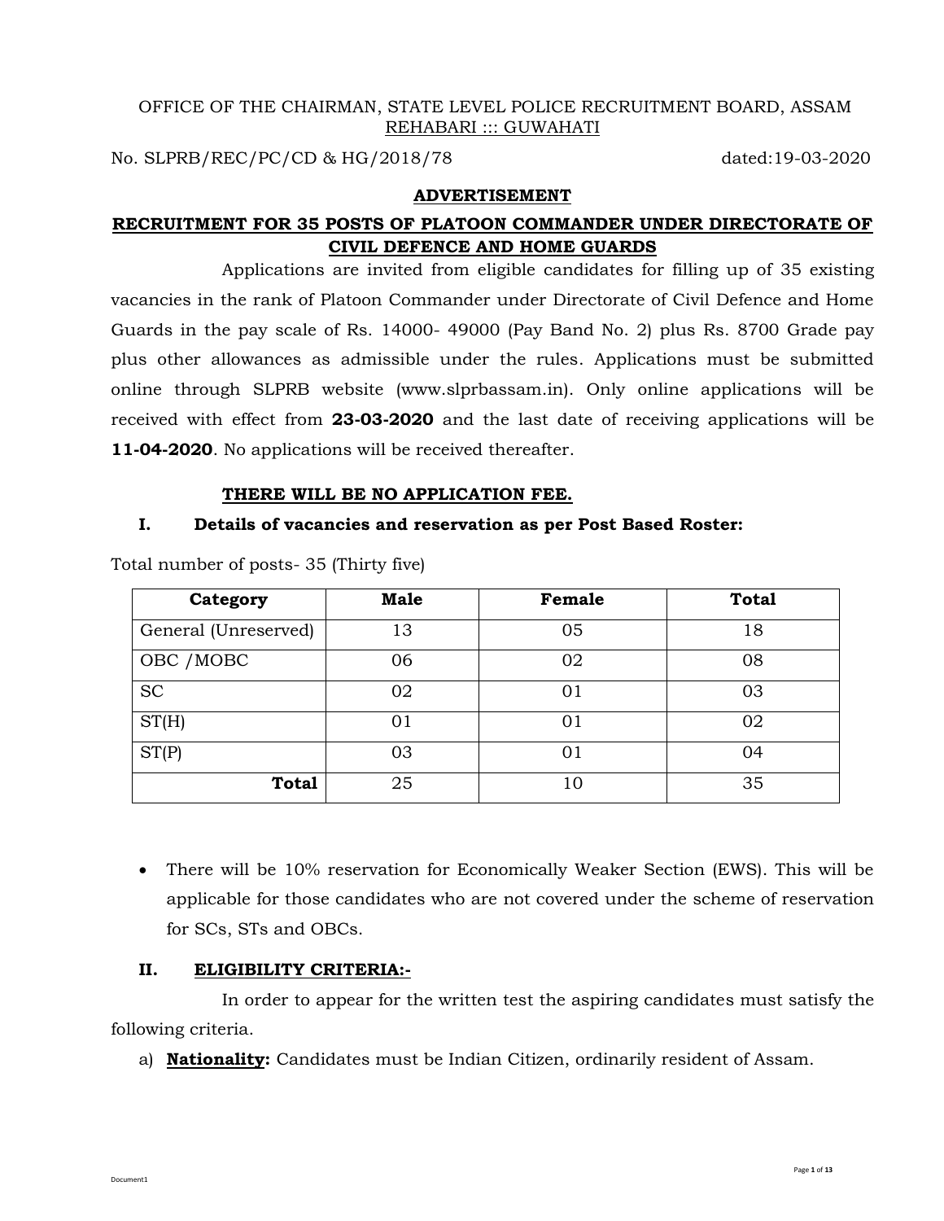OFFICE OF THE CHAIRMAN, STATE LEVEL POLICE RECRUITMENT BOARD, ASSAM
REHABARI ::: GUWAHATI

No. SLPRB/REC/PC/CD & HG/2018/78 dated:19-03-2020

## ADVERTISEMENT

## RECRUITMENT FOR 35 POSTS OF PLATOON COMMANDER UNDER DIRECTORATE OF CIVIL DEFENCE AND HOME GUARDS

Applications are invited from eligible candidates for filling up of 35 existing vacancies in the rank of Platoon Commander under Directorate of Civil Defence and Home Guards in the pay scale of Rs. 14000- 49000 (Pay Band No. 2) plus Rs. 8700 Grade pay plus other allowances as admissible under the rules. Applications must be submitted online through SLPRB website (www.slprbassam.in). Only online applications will be received with effect from **23-03-2020** and the last date of receiving applications will be **11-04-2020**. No applications will be received thereafter.

**THERE WILL BE NO APPLICATION FEE.**

### I. Details of vacancies and reservation as per Post Based Roster:

Total number of posts- 35 (Thirty five)

| Category | Male | Female | Total |
|---|---|---|---|
| General (Unreserved) | 13 | 05 | 18 |
| OBC /MOBC | 06 | 02 | 08 |
| SC | 02 | 01 | 03 |
| ST(H) | 01 | 01 | 02 |
| ST(P) | 03 | 01 | 04 |
| **Total** | 25 | 10 | 35 |

- There will be 10% reservation for Economically Weaker Section (EWS). This will be applicable for those candidates who are not covered under the scheme of reservation for SCs, STs and OBCs.

### II. ELIGIBILITY CRITERIA:-

In order to appear for the written test the aspiring candidates must satisfy the following criteria.

a) **Nationality:** Candidates must be Indian Citizen, ordinarily resident of Assam.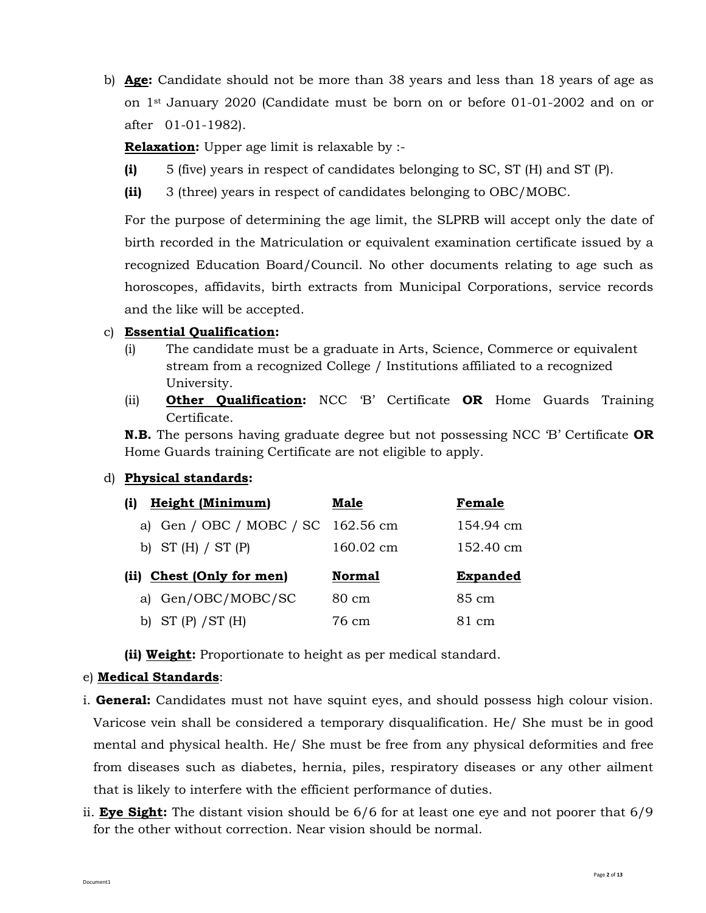b) **Age:** Candidate should not be more than 38 years and less than 18 years of age as on 1st January 2020 (Candidate must be born on or before 01-01-2002 and on or after 01-01-1982).

**Relaxation:** Upper age limit is relaxable by :-

**(i)** 5 (five) years in respect of candidates belonging to SC, ST (H) and ST (P).

**(ii)** 3 (three) years in respect of candidates belonging to OBC/MOBC.

For the purpose of determining the age limit, the SLPRB will accept only the date of birth recorded in the Matriculation or equivalent examination certificate issued by a recognized Education Board/Council. No other documents relating to age such as horoscopes, affidavits, birth extracts from Municipal Corporations, service records and the like will be accepted.

c) **Essential Qualification:**

(i) The candidate must be a graduate in Arts, Science, Commerce or equivalent stream from a recognized College / Institutions affiliated to a recognized University.

(ii) **Other Qualification:** NCC 'B' Certificate **OR** Home Guards Training Certificate.

**N.B.** The persons having graduate degree but not possessing NCC 'B' Certificate **OR** Home Guards training Certificate are not eligible to apply.

d) **Physical standards:**

| **(i) Height (Minimum)** | **Male** | **Female** |
|---|---|---|
| a) Gen / OBC / MOBC / SC | 162.56 cm | 154.94 cm |
| b) ST (H) / ST (P) | 160.02 cm | 152.40 cm |

| **(ii) Chest (Only for men)** | **Normal** | **Expanded** |
|---|---|---|
| a) Gen/OBC/MOBC/SC | 80 cm | 85 cm |
| b) ST (P) /ST (H) | 76 cm | 81 cm |

**(ii) Weight:** Proportionate to height as per medical standard.

e) **Medical Standards**:

i. **General:** Candidates must not have squint eyes, and should possess high colour vision. Varicose vein shall be considered a temporary disqualification. He/ She must be in good mental and physical health. He/ She must be free from any physical deformities and free from diseases such as diabetes, hernia, piles, respiratory diseases or any other ailment that is likely to interfere with the efficient performance of duties.

ii. **Eye Sight:** The distant vision should be 6/6 for at least one eye and not poorer that 6/9 for the other without correction. Near vision should be normal.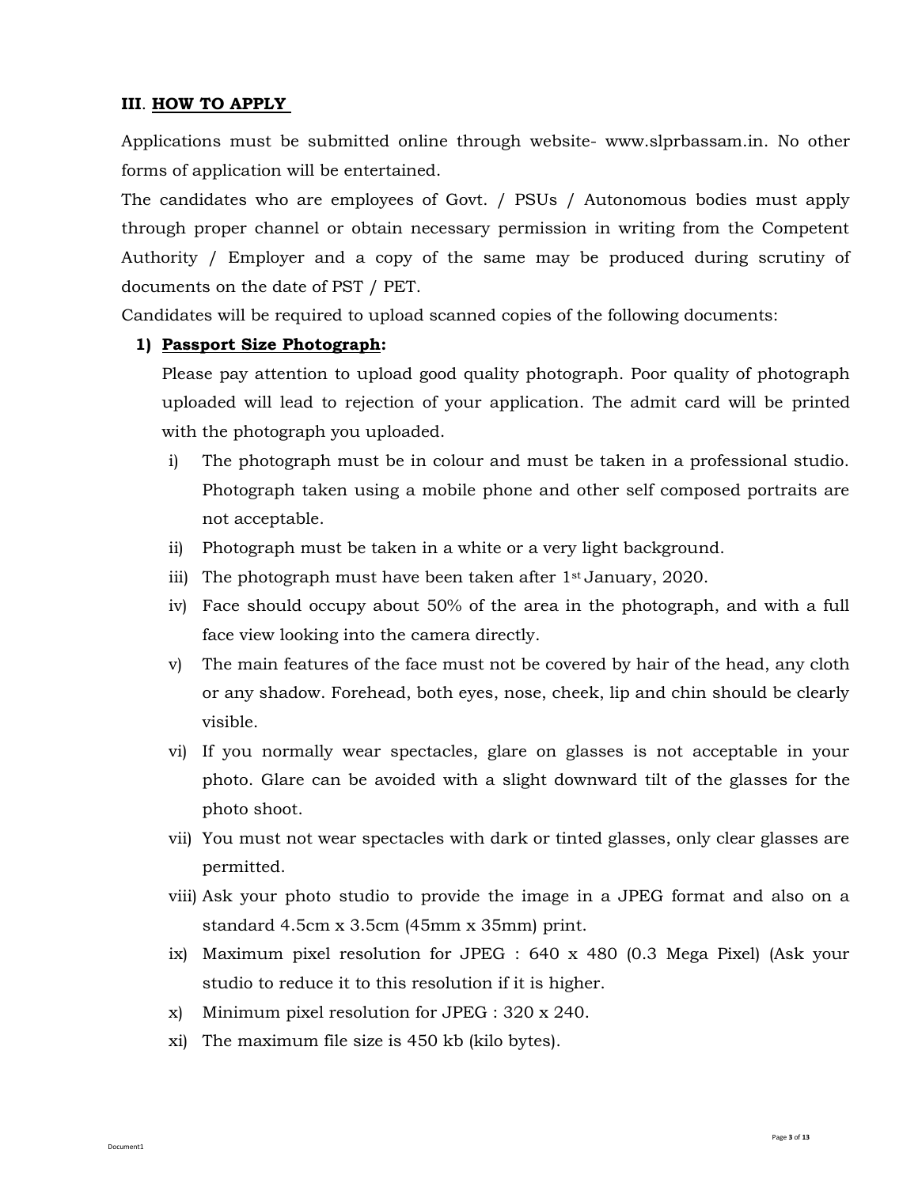### III. HOW TO APPLY

Applications must be submitted online through website- www.slprbassam.in. No other forms of application will be entertained.

The candidates who are employees of Govt. / PSUs / Autonomous bodies must apply through proper channel or obtain necessary permission in writing from the Competent Authority / Employer and a copy of the same may be produced during scrutiny of documents on the date of PST / PET.

Candidates will be required to upload scanned copies of the following documents:

1) **Passport Size Photograph:**

   Please pay attention to upload good quality photograph. Poor quality of photograph uploaded will lead to rejection of your application. The admit card will be printed with the photograph you uploaded.

   i) The photograph must be in colour and must be taken in a professional studio. Photograph taken using a mobile phone and other self composed portraits are not acceptable.
   
   ii) Photograph must be taken in a white or a very light background.
   
   iii) The photograph must have been taken after 1st January, 2020.
   
   iv) Face should occupy about 50% of the area in the photograph, and with a full face view looking into the camera directly.
   
   v) The main features of the face must not be covered by hair of the head, any cloth or any shadow. Forehead, both eyes, nose, cheek, lip and chin should be clearly visible.
   
   vi) If you normally wear spectacles, glare on glasses is not acceptable in your photo. Glare can be avoided with a slight downward tilt of the glasses for the photo shoot.
   
   vii) You must not wear spectacles with dark or tinted glasses, only clear glasses are permitted.
   
   viii) Ask your photo studio to provide the image in a JPEG format and also on a standard 4.5cm x 3.5cm (45mm x 35mm) print.
   
   ix) Maximum pixel resolution for JPEG : 640 x 480 (0.3 Mega Pixel) (Ask your studio to reduce it to this resolution if it is higher.
   
   x) Minimum pixel resolution for JPEG : 320 x 240.
   
   xi) The maximum file size is 450 kb (kilo bytes).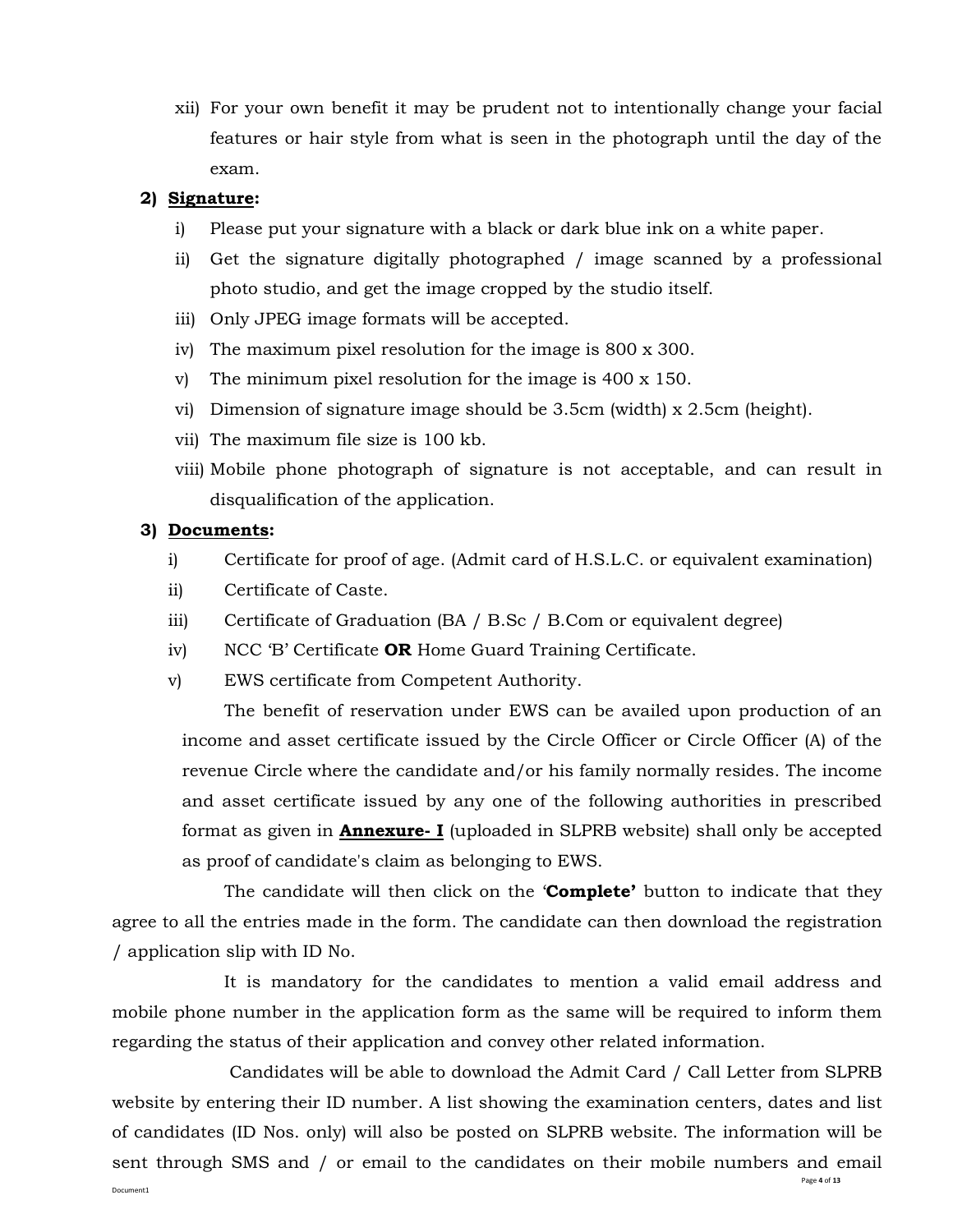xii) For your own benefit it may be prudent not to intentionally change your facial features or hair style from what is seen in the photograph until the day of the exam.

**2) <u>Signature</u>:**

i) Please put your signature with a black or dark blue ink on a white paper.

ii) Get the signature digitally photographed / image scanned by a professional photo studio, and get the image cropped by the studio itself.

iii) Only JPEG image formats will be accepted.

iv) The maximum pixel resolution for the image is 800 x 300.

v) The minimum pixel resolution for the image is 400 x 150.

vi) Dimension of signature image should be 3.5cm (width) x 2.5cm (height).

vii) The maximum file size is 100 kb.

viii) Mobile phone photograph of signature is not acceptable, and can result in disqualification of the application.

**3) <u>Documents</u>:**

i) Certificate for proof of age. (Admit card of H.S.L.C. or equivalent examination)

ii) Certificate of Caste.

iii) Certificate of Graduation (BA / B.Sc / B.Com or equivalent degree)

iv) NCC 'B' Certificate **OR** Home Guard Training Certificate.

v) EWS certificate from Competent Authority.

The benefit of reservation under EWS can be availed upon production of an income and asset certificate issued by the Circle Officer or Circle Officer (A) of the revenue Circle where the candidate and/or his family normally resides. The income and asset certificate issued by any one of the following authorities in prescribed format as given in **<u>Annexure- I</u>** (uploaded in SLPRB website) shall only be accepted as proof of candidate's claim as belonging to EWS.

The candidate will then click on the '**Complete'** button to indicate that they agree to all the entries made in the form. The candidate can then download the registration / application slip with ID No.

It is mandatory for the candidates to mention a valid email address and mobile phone number in the application form as the same will be required to inform them regarding the status of their application and convey other related information.

Candidates will be able to download the Admit Card / Call Letter from SLPRB website by entering their ID number. A list showing the examination centers, dates and list of candidates (ID Nos. only) will also be posted on SLPRB website. The information will be sent through SMS and / or email to the candidates on their mobile numbers and email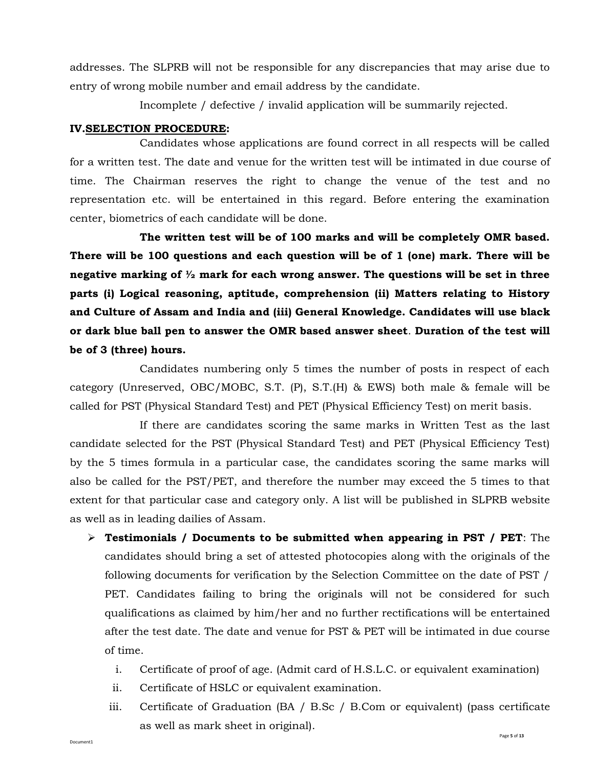addresses. The SLPRB will not be responsible for any discrepancies that may arise due to entry of wrong mobile number and email address by the candidate.

Incomplete / defective / invalid application will be summarily rejected.

**IV.SELECTION PROCEDURE:**

Candidates whose applications are found correct in all respects will be called for a written test. The date and venue for the written test will be intimated in due course of time. The Chairman reserves the right to change the venue of the test and no representation etc. will be entertained in this regard. Before entering the examination center, biometrics of each candidate will be done.

**The written test will be of 100 marks and will be completely OMR based. There will be 100 questions and each question will be of 1 (one) mark. There will be negative marking of ½ mark for each wrong answer. The questions will be set in three parts (i) Logical reasoning, aptitude, comprehension (ii) Matters relating to History and Culture of Assam and India and (iii) General Knowledge. Candidates will use black or dark blue ball pen to answer the OMR based answer sheet**. **Duration of the test will be of 3 (three) hours.**

Candidates numbering only 5 times the number of posts in respect of each category (Unreserved, OBC/MOBC, S.T. (P), S.T.(H) & EWS) both male & female will be called for PST (Physical Standard Test) and PET (Physical Efficiency Test) on merit basis.

If there are candidates scoring the same marks in Written Test as the last candidate selected for the PST (Physical Standard Test) and PET (Physical Efficiency Test) by the 5 times formula in a particular case, the candidates scoring the same marks will also be called for the PST/PET, and therefore the number may exceed the 5 times to that extent for that particular case and category only. A list will be published in SLPRB website as well as in leading dailies of Assam.

- **Testimonials / Documents to be submitted when appearing in PST / PET**: The candidates should bring a set of attested photocopies along with the originals of the following documents for verification by the Selection Committee on the date of PST / PET. Candidates failing to bring the originals will not be considered for such qualifications as claimed by him/her and no further rectifications will be entertained after the test date. The date and venue for PST & PET will be intimated in due course of time.

  i. Certificate of proof of age. (Admit card of H.S.L.C. or equivalent examination)

  ii. Certificate of HSLC or equivalent examination.

  iii. Certificate of Graduation (BA / B.Sc / B.Com or equivalent) (pass certificate as well as mark sheet in original).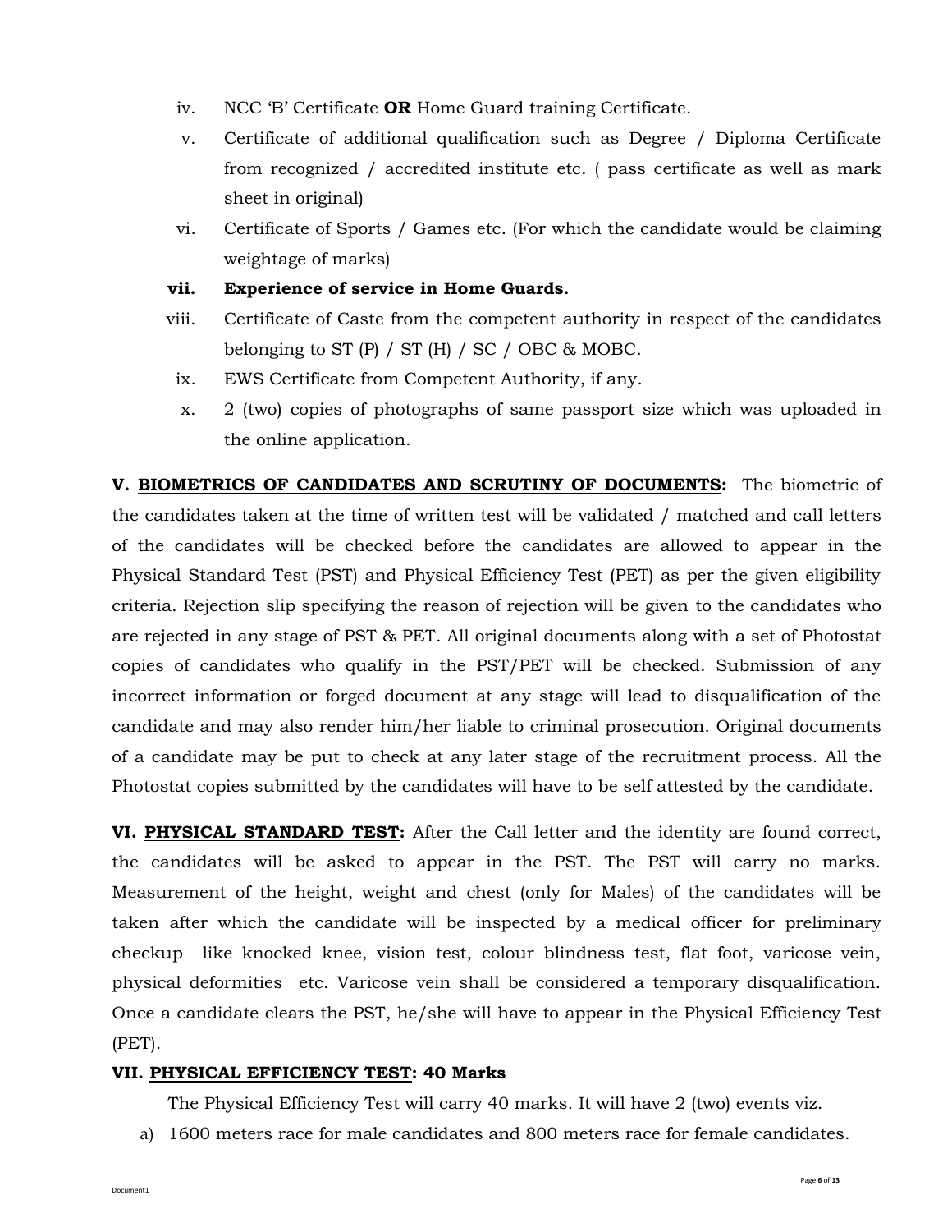iv. NCC 'B' Certificate **OR** Home Guard training Certificate.

v. Certificate of additional qualification such as Degree / Diploma Certificate from recognized / accredited institute etc. ( pass certificate as well as mark sheet in original)

vi. Certificate of Sports / Games etc. (For which the candidate would be claiming weightage of marks)

**vii. Experience of service in Home Guards.**

viii. Certificate of Caste from the competent authority in respect of the candidates belonging to ST (P) / ST (H) / SC / OBC & MOBC.

ix. EWS Certificate from Competent Authority, if any.

x. 2 (two) copies of photographs of same passport size which was uploaded in the online application.

**V. <u>BIOMETRICS OF CANDIDATES AND SCRUTINY OF DOCUMENTS</u>:** The biometric of the candidates taken at the time of written test will be validated / matched and call letters of the candidates will be checked before the candidates are allowed to appear in the Physical Standard Test (PST) and Physical Efficiency Test (PET) as per the given eligibility criteria. Rejection slip specifying the reason of rejection will be given to the candidates who are rejected in any stage of PST & PET. All original documents along with a set of Photostat copies of candidates who qualify in the PST/PET will be checked. Submission of any incorrect information or forged document at any stage will lead to disqualification of the candidate and may also render him/her liable to criminal prosecution. Original documents of a candidate may be put to check at any later stage of the recruitment process. All the Photostat copies submitted by the candidates will have to be self attested by the candidate.

**VI. <u>PHYSICAL STANDARD TEST</u>:** After the Call letter and the identity are found correct, the candidates will be asked to appear in the PST. The PST will carry no marks. Measurement of the height, weight and chest (only for Males) of the candidates will be taken after which the candidate will be inspected by a medical officer for preliminary checkup like knocked knee, vision test, colour blindness test, flat foot, varicose vein, physical deformities etc. Varicose vein shall be considered a temporary disqualification. Once a candidate clears the PST, he/she will have to appear in the Physical Efficiency Test (PET).

**VII. <u>PHYSICAL EFFICIENCY TEST</u>: 40 Marks**

The Physical Efficiency Test will carry 40 marks. It will have 2 (two) events viz.

a) 1600 meters race for male candidates and 800 meters race for female candidates.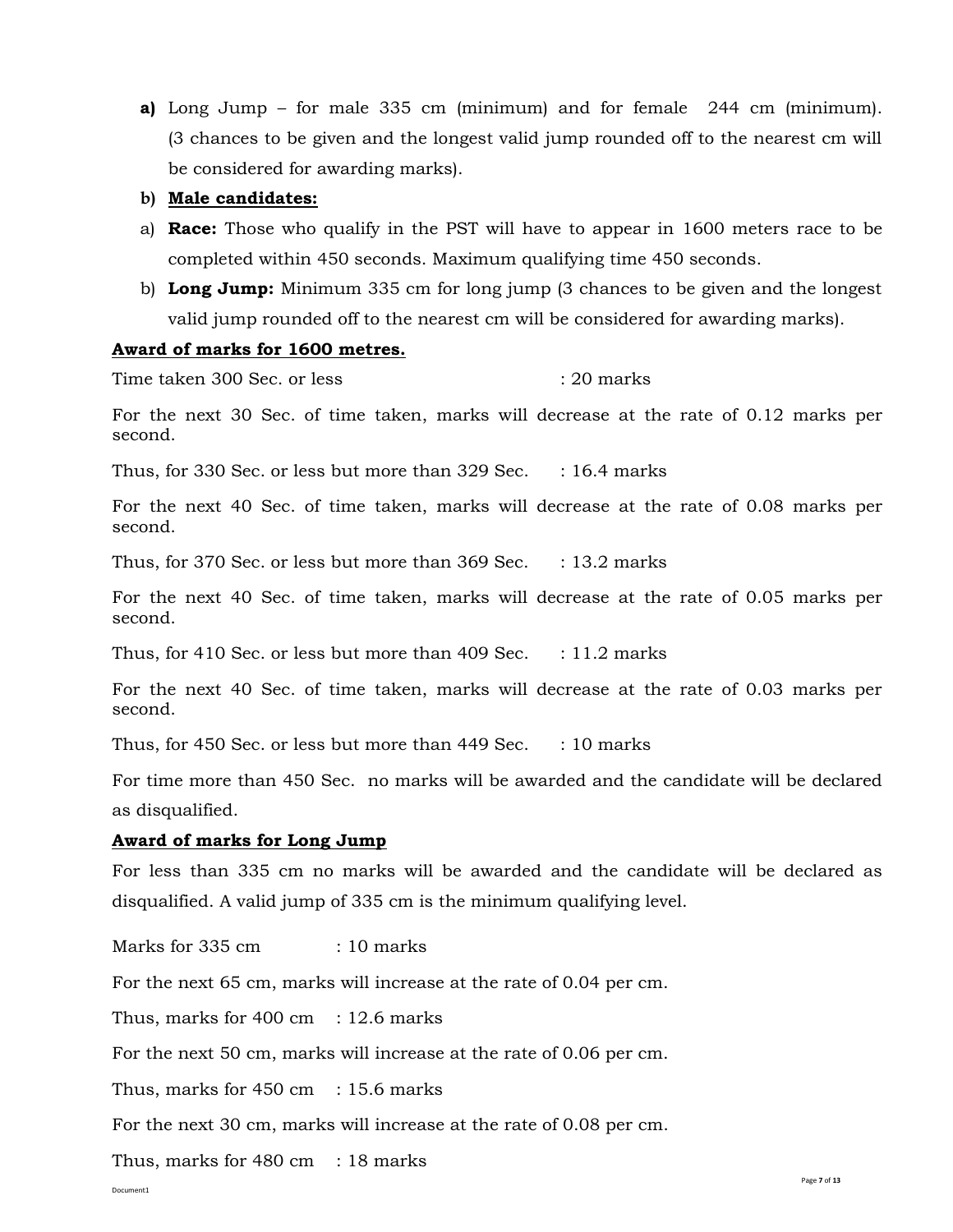**a)** Long Jump – for male 335 cm (minimum) and for female 244 cm (minimum). (3 chances to be given and the longest valid jump rounded off to the nearest cm will be considered for awarding marks).

**b)** **Male candidates:**

a) **Race:** Those who qualify in the PST will have to appear in 1600 meters race to be completed within 450 seconds. Maximum qualifying time 450 seconds.

b) **Long Jump:** Minimum 335 cm for long jump (3 chances to be given and the longest valid jump rounded off to the nearest cm will be considered for awarding marks).

**Award of marks for 1600 metres.**

Time taken 300 Sec. or less : 20 marks

For the next 30 Sec. of time taken, marks will decrease at the rate of 0.12 marks per second.

Thus, for 330 Sec. or less but more than 329 Sec. : 16.4 marks

For the next 40 Sec. of time taken, marks will decrease at the rate of 0.08 marks per second.

Thus, for 370 Sec. or less but more than 369 Sec. : 13.2 marks

For the next 40 Sec. of time taken, marks will decrease at the rate of 0.05 marks per second.

Thus, for 410 Sec. or less but more than 409 Sec. : 11.2 marks

For the next 40 Sec. of time taken, marks will decrease at the rate of 0.03 marks per second.

Thus, for 450 Sec. or less but more than 449 Sec. : 10 marks

For time more than 450 Sec. no marks will be awarded and the candidate will be declared as disqualified.

**Award of marks for Long Jump**

For less than 335 cm no marks will be awarded and the candidate will be declared as disqualified. A valid jump of 335 cm is the minimum qualifying level.

Marks for 335 cm : 10 marks

For the next 65 cm, marks will increase at the rate of 0.04 per cm.

Thus, marks for 400 cm : 12.6 marks

For the next 50 cm, marks will increase at the rate of 0.06 per cm.

Thus, marks for 450 cm : 15.6 marks

For the next 30 cm, marks will increase at the rate of 0.08 per cm.

Thus, marks for 480 cm : 18 marks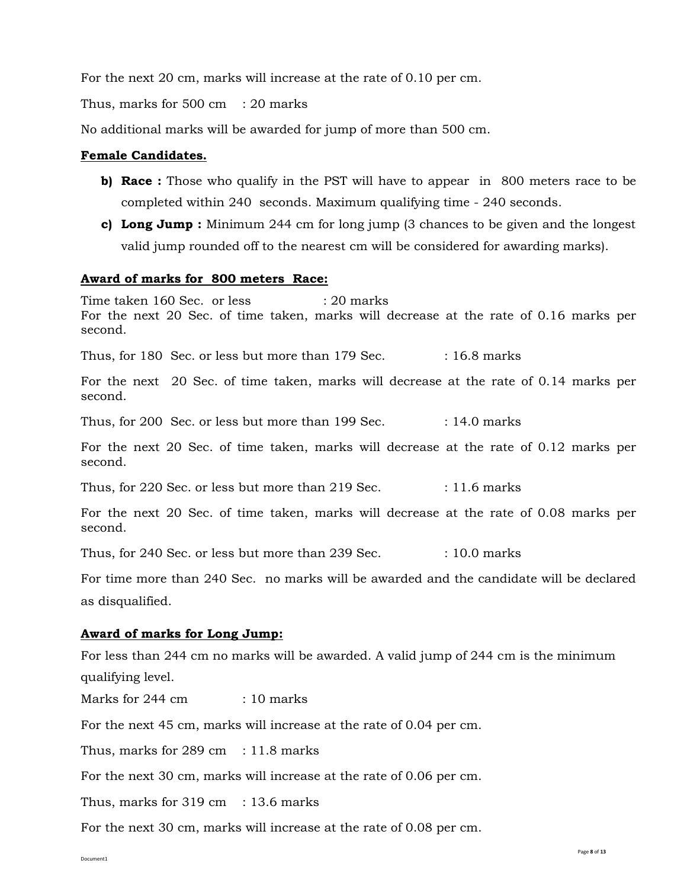For the next 20 cm, marks will increase at the rate of 0.10 per cm.

Thus, marks for 500 cm : 20 marks

No additional marks will be awarded for jump of more than 500 cm.

**Female Candidates.**

**b) Race :** Those who qualify in the PST will have to appear in 800 meters race to be completed within 240 seconds. Maximum qualifying time - 240 seconds.

**c) Long Jump :** Minimum 244 cm for long jump (3 chances to be given and the longest valid jump rounded off to the nearest cm will be considered for awarding marks).

**Award of marks for 800 meters Race:**

Time taken 160 Sec. or less : 20 marks

For the next 20 Sec. of time taken, marks will decrease at the rate of 0.16 marks per second.

Thus, for 180 Sec. or less but more than 179 Sec. : 16.8 marks

For the next 20 Sec. of time taken, marks will decrease at the rate of 0.14 marks per second.

Thus, for 200 Sec. or less but more than 199 Sec. : 14.0 marks

For the next 20 Sec. of time taken, marks will decrease at the rate of 0.12 marks per second.

Thus, for 220 Sec. or less but more than 219 Sec. : 11.6 marks

For the next 20 Sec. of time taken, marks will decrease at the rate of 0.08 marks per second.

Thus, for 240 Sec. or less but more than 239 Sec. : 10.0 marks

For time more than 240 Sec. no marks will be awarded and the candidate will be declared as disqualified.

**Award of marks for Long Jump:**

For less than 244 cm no marks will be awarded. A valid jump of 244 cm is the minimum qualifying level.

Marks for 244 cm : 10 marks

For the next 45 cm, marks will increase at the rate of 0.04 per cm.

Thus, marks for 289 cm : 11.8 marks

For the next 30 cm, marks will increase at the rate of 0.06 per cm.

Thus, marks for 319 cm : 13.6 marks

For the next 30 cm, marks will increase at the rate of 0.08 per cm.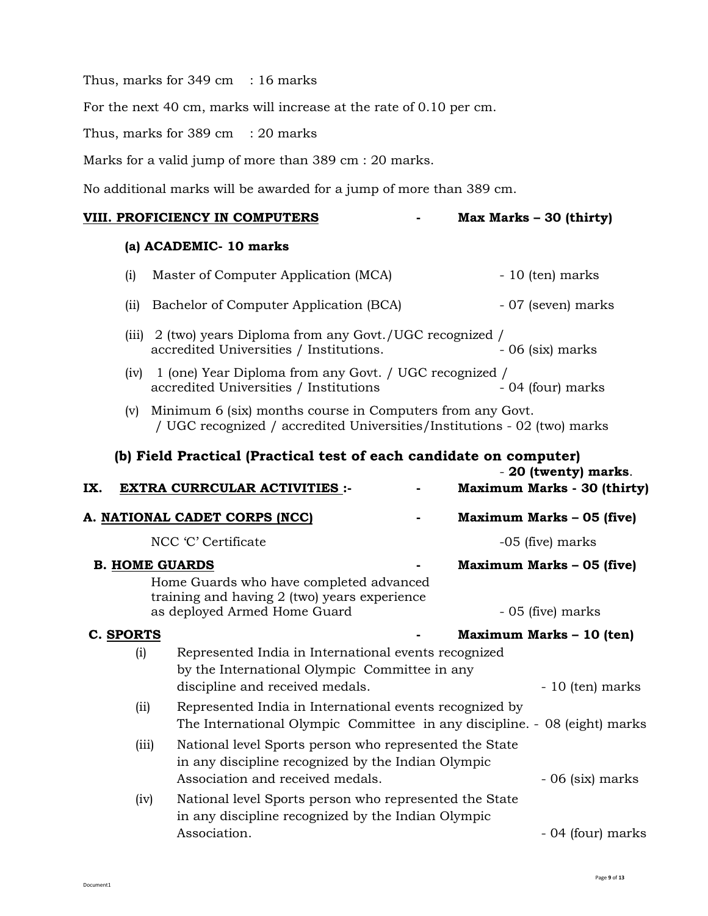Thus, marks for 349 cm : 16 marks

For the next 40 cm, marks will increase at the rate of 0.10 per cm.

Thus, marks for 389 cm : 20 marks

Marks for a valid jump of more than 389 cm : 20 marks.

No additional marks will be awarded for a jump of more than 389 cm.

**VIII. PROFICIENCY IN COMPUTERS - Max Marks – 30 (thirty)**

**(a) ACADEMIC- 10 marks**

(i) Master of Computer Application (MCA) - 10 (ten) marks

(ii) Bachelor of Computer Application (BCA) - 07 (seven) marks

(iii) 2 (two) years Diploma from any Govt./UGC recognized / accredited Universities / Institutions. - 06 (six) marks

(iv) 1 (one) Year Diploma from any Govt. / UGC recognized / accredited Universities / Institutions - 04 (four) marks

(v) Minimum 6 (six) months course in Computers from any Govt. / UGC recognized / accredited Universities/Institutions - 02 (two) marks

**(b) Field Practical (Practical test of each candidate on computer)** - **20 (twenty) marks**.

**IX. EXTRA CURRCULAR ACTIVITIES :- - Maximum Marks - 30 (thirty)**

**A. NATIONAL CADET CORPS (NCC) - Maximum Marks – 05 (five)**

NCC 'C' Certificate -05 (five) marks

**B. HOME GUARDS - Maximum Marks – 05 (five)**

Home Guards who have completed advanced training and having 2 (two) years experience as deployed Armed Home Guard - 05 (five) marks

**C. SPORTS - Maximum Marks – 10 (ten)**

(i) Represented India in International events recognized by the International Olympic Committee in any discipline and received medals. - 10 (ten) marks

(ii) Represented India in International events recognized by The International Olympic Committee in any discipline. - 08 (eight) marks

(iii) National level Sports person who represented the State in any discipline recognized by the Indian Olympic Association and received medals. - 06 (six) marks

(iv) National level Sports person who represented the State in any discipline recognized by the Indian Olympic Association. - 04 (four) marks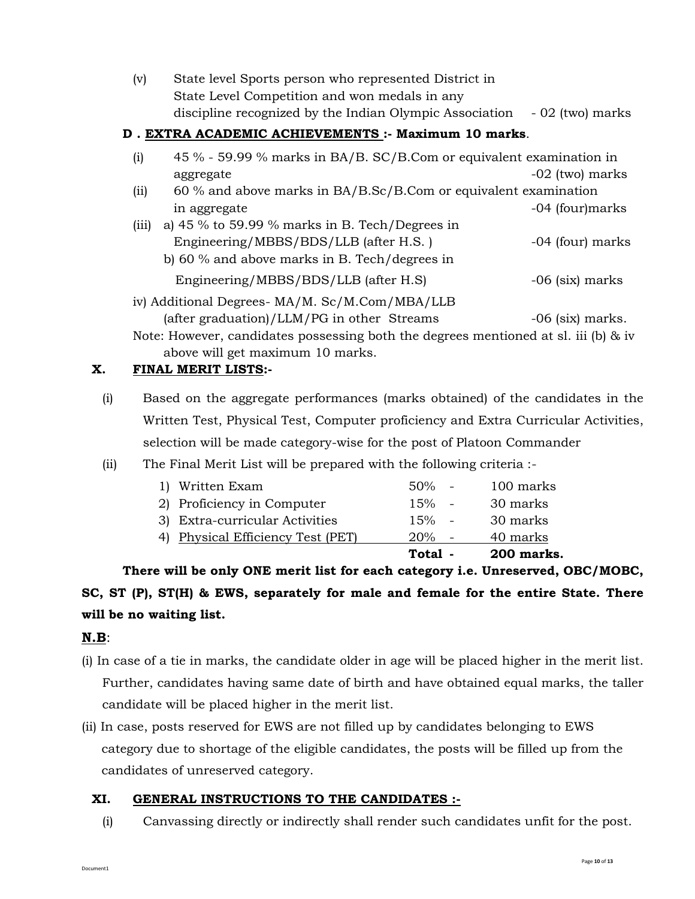(v) State level Sports person who represented District in State Level Competition and won medals in any discipline recognized by the Indian Olympic Association - 02 (two) marks

**D . EXTRA ACADEMIC ACHIEVEMENTS :- Maximum 10 marks**.

(i) 45 % - 59.99 % marks in BA/B. SC/B.Com or equivalent examination in aggregate -02 (two) marks

(ii) 60 % and above marks in BA/B.Sc/B.Com or equivalent examination in aggregate -04 (four)marks

(iii) a) 45 % to 59.99 % marks in B. Tech/Degrees in Engineering/MBBS/BDS/LLB (after H.S. ) -04 (four) marks

b) 60 % and above marks in B. Tech/degrees in Engineering/MBBS/BDS/LLB (after H.S) -06 (six) marks

iv) Additional Degrees- MA/M. Sc/M.Com/MBA/LLB (after graduation)/LLM/PG in other Streams -06 (six) marks.

Note: However, candidates possessing both the degrees mentioned at sl. iii (b) & iv above will get maximum 10 marks.

## X. FINAL MERIT LISTS:-

(i) Based on the aggregate performances (marks obtained) of the candidates in the Written Test, Physical Test, Computer proficiency and Extra Curricular Activities, selection will be made category-wise for the post of Platoon Commander

(ii) The Final Merit List will be prepared with the following criteria :-

| | | | |
|---|---|---|---|
| 1) | Written Exam | 50% - | 100 marks |
| 2) | Proficiency in Computer | 15% - | 30 marks |
| 3) | Extra-curricular Activities | 15% - | 30 marks |
| 4) | Physical Efficiency Test (PET) | 20% - | 40 marks |
| | | **Total -** | **200 marks.** |

**There will be only ONE merit list for each category i.e. Unreserved, OBC/MOBC, SC, ST (P), ST(H) & EWS, separately for male and female for the entire State. There will be no waiting list.**

**N.B**:

(i) In case of a tie in marks, the candidate older in age will be placed higher in the merit list. Further, candidates having same date of birth and have obtained equal marks, the taller candidate will be placed higher in the merit list.

(ii) In case, posts reserved for EWS are not filled up by candidates belonging to EWS category due to shortage of the eligible candidates, the posts will be filled up from the candidates of unreserved category.

## XI. GENERAL INSTRUCTIONS TO THE CANDIDATES :-

(i) Canvassing directly or indirectly shall render such candidates unfit for the post.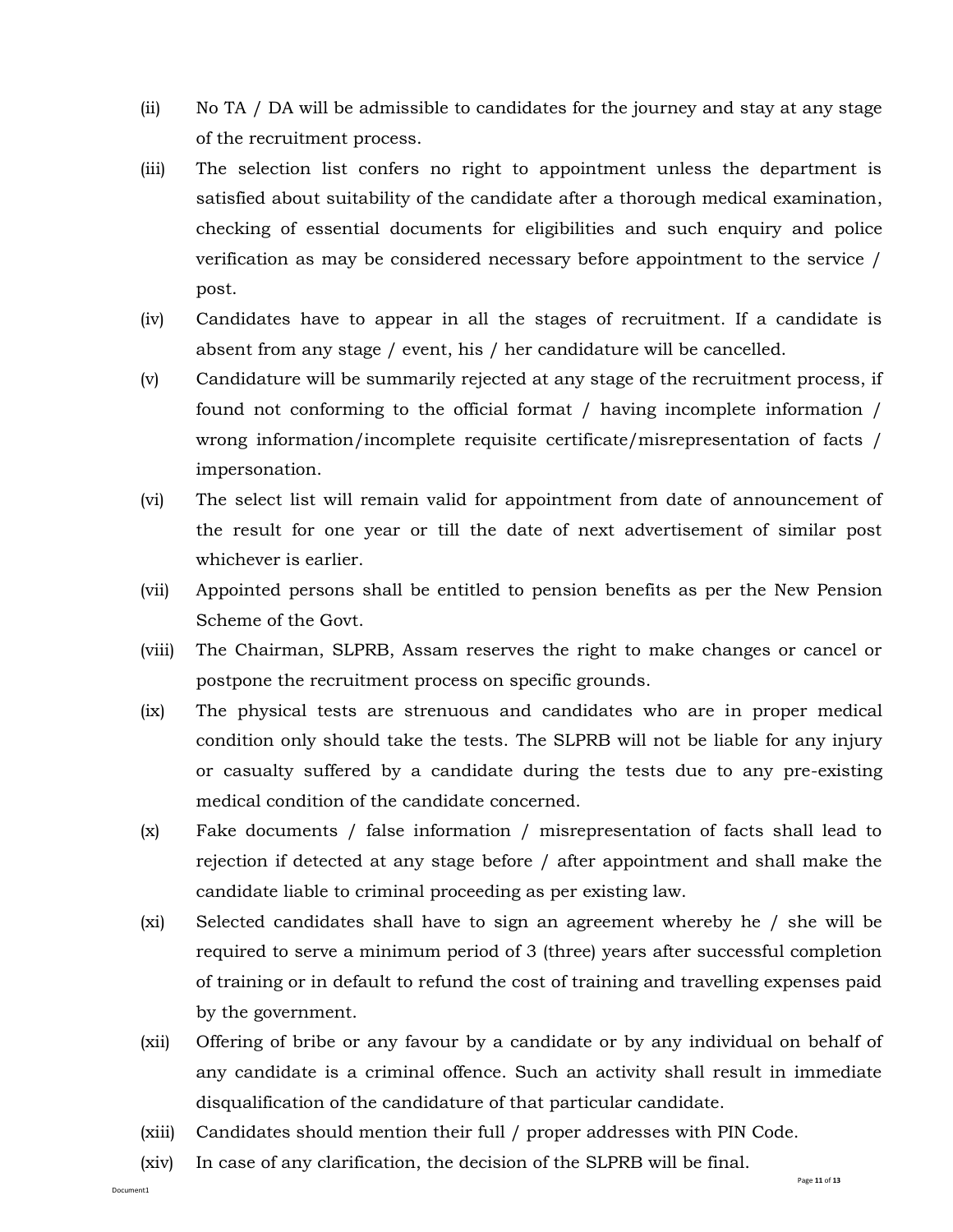(ii) No TA / DA will be admissible to candidates for the journey and stay at any stage of the recruitment process.

(iii) The selection list confers no right to appointment unless the department is satisfied about suitability of the candidate after a thorough medical examination, checking of essential documents for eligibilities and such enquiry and police verification as may be considered necessary before appointment to the service / post.

(iv) Candidates have to appear in all the stages of recruitment. If a candidate is absent from any stage / event, his / her candidature will be cancelled.

(v) Candidature will be summarily rejected at any stage of the recruitment process, if found not conforming to the official format / having incomplete information / wrong information/incomplete requisite certificate/misrepresentation of facts / impersonation.

(vi) The select list will remain valid for appointment from date of announcement of the result for one year or till the date of next advertisement of similar post whichever is earlier.

(vii) Appointed persons shall be entitled to pension benefits as per the New Pension Scheme of the Govt.

(viii) The Chairman, SLPRB, Assam reserves the right to make changes or cancel or postpone the recruitment process on specific grounds.

(ix) The physical tests are strenuous and candidates who are in proper medical condition only should take the tests. The SLPRB will not be liable for any injury or casualty suffered by a candidate during the tests due to any pre-existing medical condition of the candidate concerned.

(x) Fake documents / false information / misrepresentation of facts shall lead to rejection if detected at any stage before / after appointment and shall make the candidate liable to criminal proceeding as per existing law.

(xi) Selected candidates shall have to sign an agreement whereby he / she will be required to serve a minimum period of 3 (three) years after successful completion of training or in default to refund the cost of training and travelling expenses paid by the government.

(xii) Offering of bribe or any favour by a candidate or by any individual on behalf of any candidate is a criminal offence. Such an activity shall result in immediate disqualification of the candidature of that particular candidate.

(xiii) Candidates should mention their full / proper addresses with PIN Code.

(xiv) In case of any clarification, the decision of the SLPRB will be final.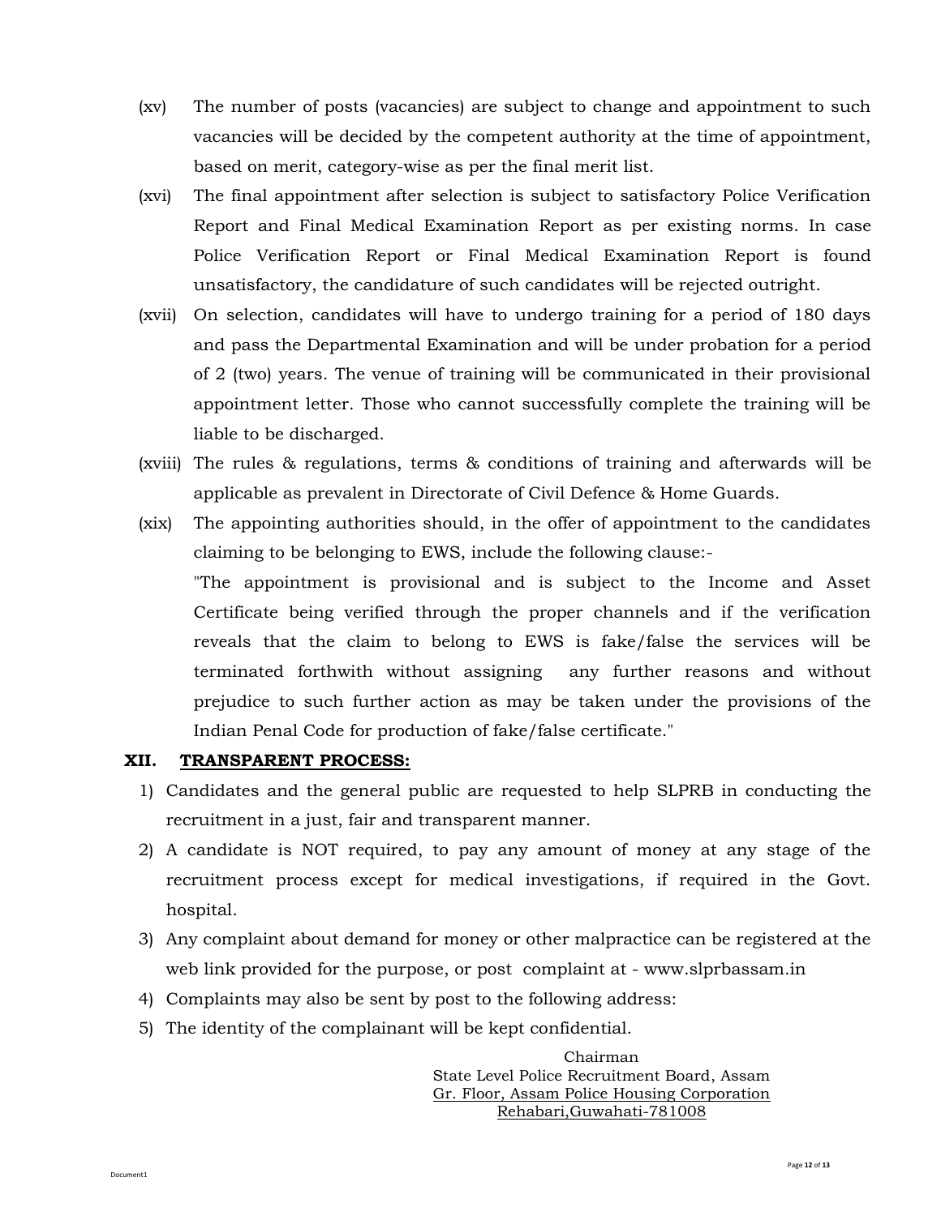(xv) The number of posts (vacancies) are subject to change and appointment to such vacancies will be decided by the competent authority at the time of appointment, based on merit, category-wise as per the final merit list.

(xvi) The final appointment after selection is subject to satisfactory Police Verification Report and Final Medical Examination Report as per existing norms. In case Police Verification Report or Final Medical Examination Report is found unsatisfactory, the candidature of such candidates will be rejected outright.

(xvii) On selection, candidates will have to undergo training for a period of 180 days and pass the Departmental Examination and will be under probation for a period of 2 (two) years. The venue of training will be communicated in their provisional appointment letter. Those who cannot successfully complete the training will be liable to be discharged.

(xviii) The rules & regulations, terms & conditions of training and afterwards will be applicable as prevalent in Directorate of Civil Defence & Home Guards.

(xix) The appointing authorities should, in the offer of appointment to the candidates claiming to be belonging to EWS, include the following clause:-

"The appointment is provisional and is subject to the Income and Asset Certificate being verified through the proper channels and if the verification reveals that the claim to belong to EWS is fake/false the services will be terminated forthwith without assigning any further reasons and without prejudice to such further action as may be taken under the provisions of the Indian Penal Code for production of fake/false certificate."

## XII. TRANSPARENT PROCESS:

1) Candidates and the general public are requested to help SLPRB in conducting the recruitment in a just, fair and transparent manner.
2) A candidate is NOT required, to pay any amount of money at any stage of the recruitment process except for medical investigations, if required in the Govt. hospital.
3) Any complaint about demand for money or other malpractice can be registered at the web link provided for the purpose, or post complaint at - www.slprbassam.in
4) Complaints may also be sent by post to the following address:
5) The identity of the complainant will be kept confidential.

Chairman
State Level Police Recruitment Board, Assam
Gr. Floor, Assam Police Housing Corporation
Rehabari,Guwahati-781008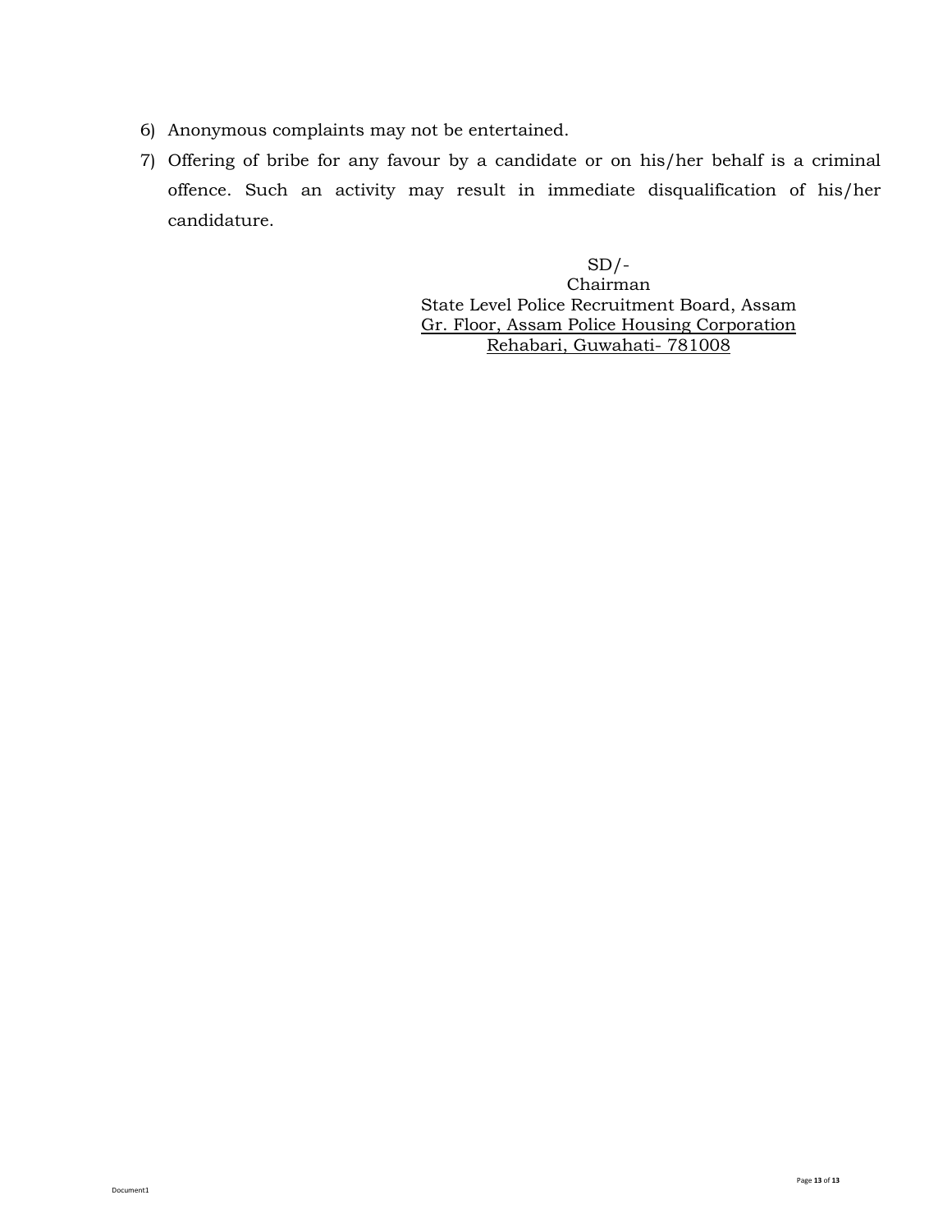6) Anonymous complaints may not be entertained.
7) Offering of bribe for any favour by a candidate or on his/her behalf is a criminal offence. Such an activity may result in immediate disqualification of his/her candidature.

SD/-
Chairman
State Level Police Recruitment Board, Assam
Gr. Floor, Assam Police Housing Corporation
Rehabari, Guwahati- 781008